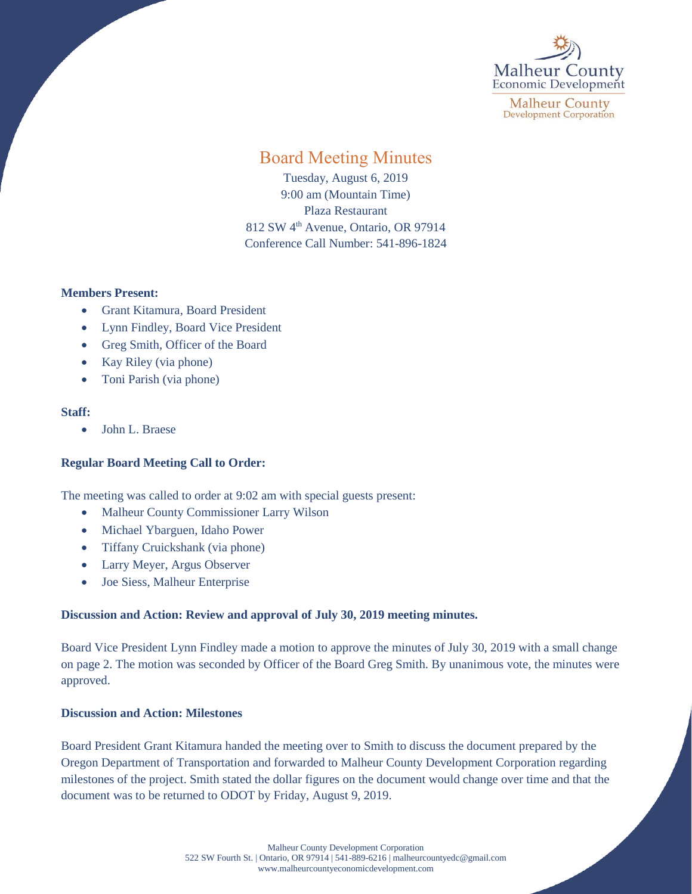Malheur County Economic Development

Malheur County Development Corporation

# Board Meeting Minutes

Tuesday, August 6, 2019
9:00 am (Mountain Time)
Plaza Restaurant
812 SW 4th Avenue, Ontario, OR 97914
Conference Call Number: 541-896-1824

**Members Present:**

- Grant Kitamura, Board President
- Lynn Findley, Board Vice President
- Greg Smith, Officer of the Board
- Kay Riley (via phone)
- Toni Parish (via phone)

**Staff:**

- John L. Braese

**Regular Board Meeting Call to Order:**

The meeting was called to order at 9:02 am with special guests present:

- Malheur County Commissioner Larry Wilson
- Michael Ybarguen, Idaho Power
- Tiffany Cruickshank (via phone)
- Larry Meyer, Argus Observer
- Joe Siess, Malheur Enterprise

**Discussion and Action: Review and approval of July 30, 2019 meeting minutes.**

Board Vice President Lynn Findley made a motion to approve the minutes of July 30, 2019 with a small change on page 2. The motion was seconded by Officer of the Board Greg Smith. By unanimous vote, the minutes were approved.

**Discussion and Action: Milestones**

Board President Grant Kitamura handed the meeting over to Smith to discuss the document prepared by the Oregon Department of Transportation and forwarded to Malheur County Development Corporation regarding milestones of the project. Smith stated the dollar figures on the document would change over time and that the document was to be returned to ODOT by Friday, August 9, 2019.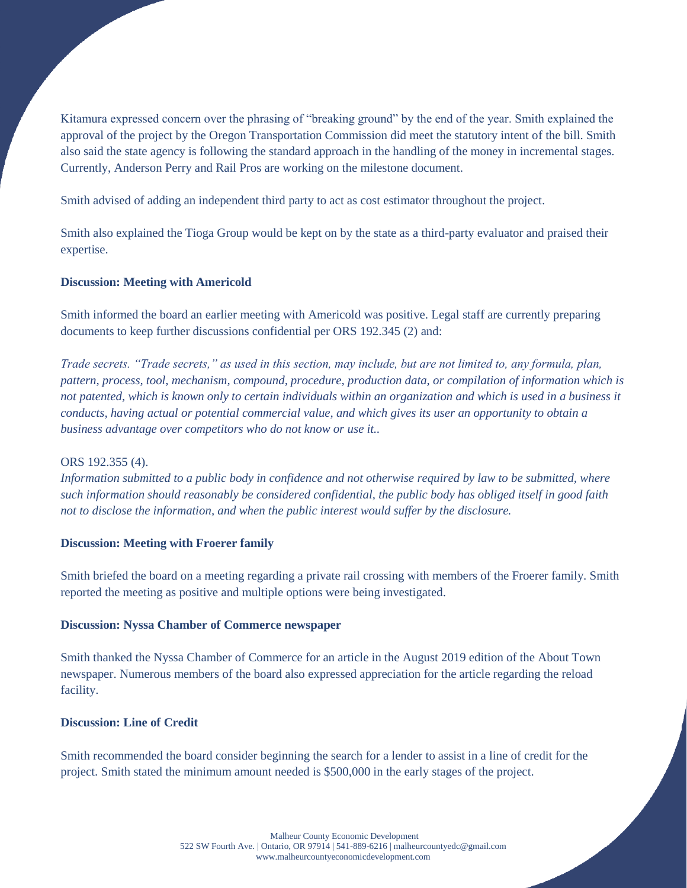Kitamura expressed concern over the phrasing of "breaking ground" by the end of the year. Smith explained the approval of the project by the Oregon Transportation Commission did meet the statutory intent of the bill. Smith also said the state agency is following the standard approach in the handling of the money in incremental stages. Currently, Anderson Perry and Rail Pros are working on the milestone document.

Smith advised of adding an independent third party to act as cost estimator throughout the project.

Smith also explained the Tioga Group would be kept on by the state as a third-party evaluator and praised their expertise.

**Discussion: Meeting with Americold**

Smith informed the board an earlier meeting with Americold was positive. Legal staff are currently preparing documents to keep further discussions confidential per ORS 192.345 (2) and:

*Trade secrets. "Trade secrets," as used in this section, may include, but are not limited to, any formula, plan, pattern, process, tool, mechanism, compound, procedure, production data, or compilation of information which is not patented, which is known only to certain individuals within an organization and which is used in a business it conducts, having actual or potential commercial value, and which gives its user an opportunity to obtain a business advantage over competitors who do not know or use it..*

ORS 192.355 (4).

*Information submitted to a public body in confidence and not otherwise required by law to be submitted, where such information should reasonably be considered confidential, the public body has obliged itself in good faith not to disclose the information, and when the public interest would suffer by the disclosure.*

**Discussion: Meeting with Froerer family**

Smith briefed the board on a meeting regarding a private rail crossing with members of the Froerer family. Smith reported the meeting as positive and multiple options were being investigated.

**Discussion: Nyssa Chamber of Commerce newspaper**

Smith thanked the Nyssa Chamber of Commerce for an article in the August 2019 edition of the About Town newspaper. Numerous members of the board also expressed appreciation for the article regarding the reload facility.

**Discussion: Line of Credit**

Smith recommended the board consider beginning the search for a lender to assist in a line of credit for the project. Smith stated the minimum amount needed is $500,000 in the early stages of the project.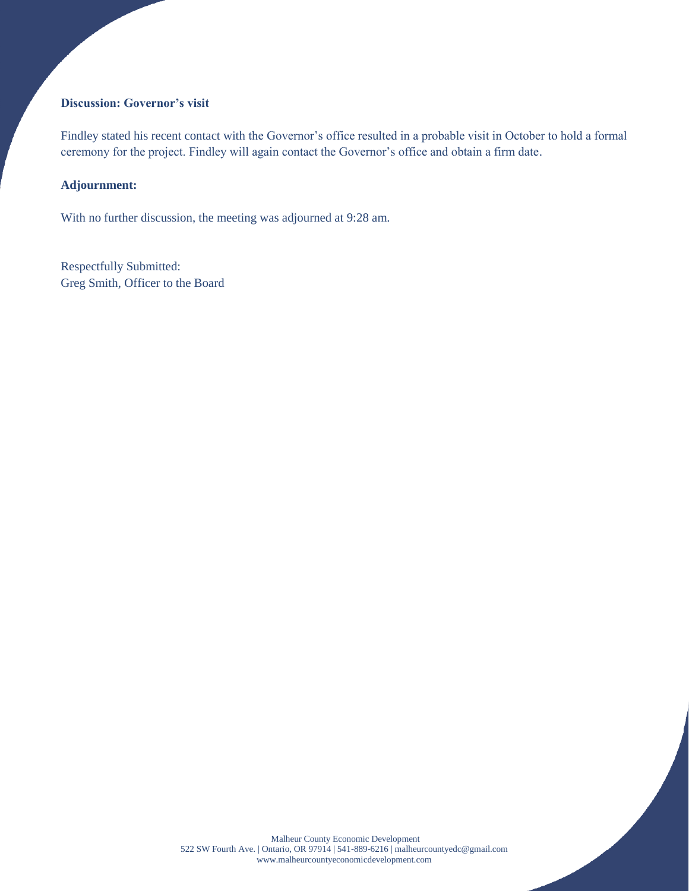**Discussion: Governor's visit**

Findley stated his recent contact with the Governor's office resulted in a probable visit in October to hold a formal ceremony for the project. Findley will again contact the Governor's office and obtain a firm date.

**Adjournment:**

With no further discussion, the meeting was adjourned at 9:28 am.

Respectfully Submitted:
Greg Smith, Officer to the Board